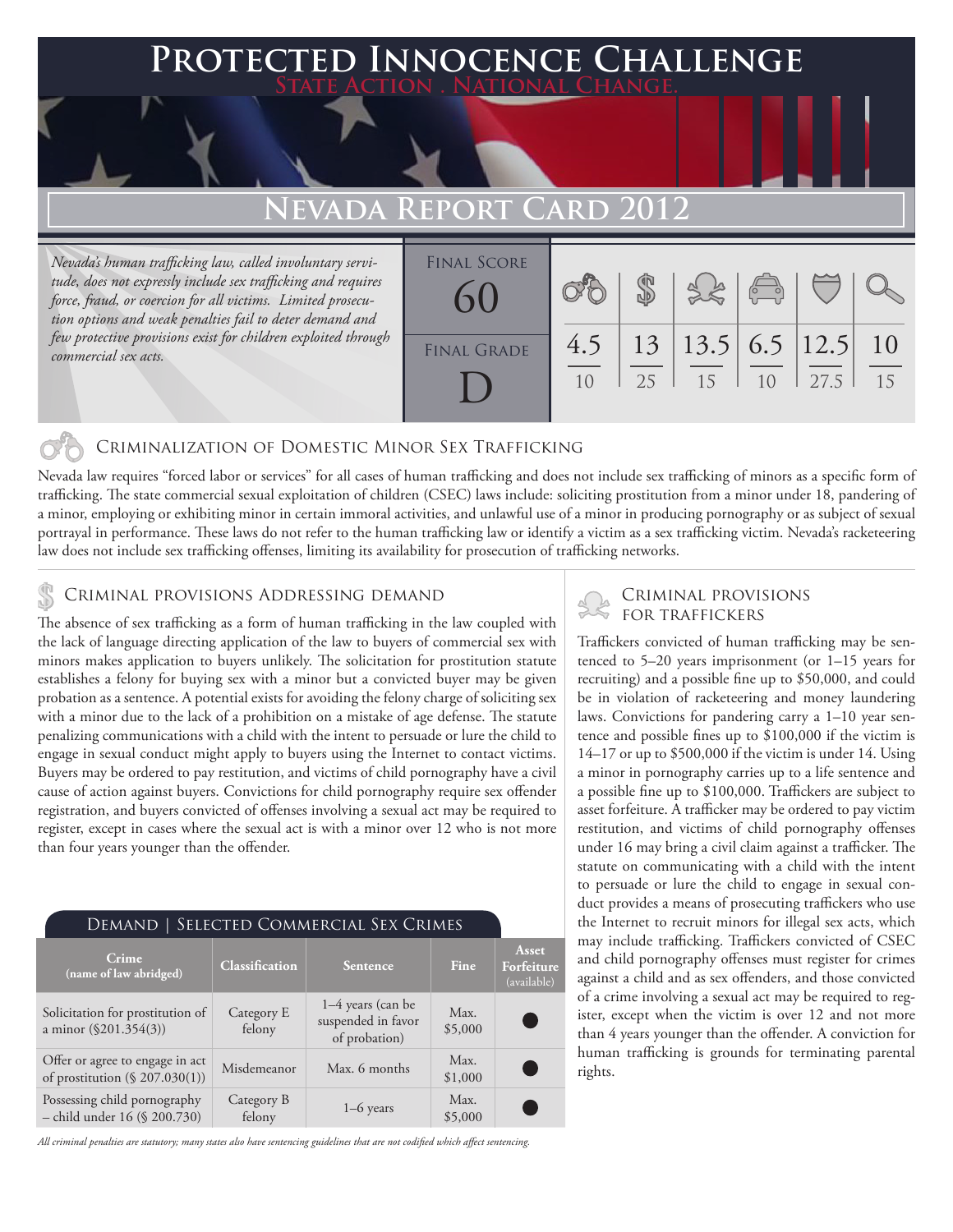# Protected Innocence Challenge

State Action . National Change.

## Nevada Report Card 2012

*Nevada's human trafficking law, called involuntary servitude, does not expressly include sex trafficking and requires force, fraud, or coercion for all victims. Limited prosecution options and weak penalties fail to deter demand and few protective provisions exist for children exploited through commercial sex acts.*

| Final Score | Final Grade |
|---|---|
| 60 | D |

| Criminalization | Demand | Traffickers | Facilitators | Protective Provisions | Criminal Justice Tools |
|---|---|---|---|---|---|
| 4.5/10 | 13/25 | 13.5/15 | 6.5/10 | 12.5/27.5 | 10/15 |

### Criminalization of Domestic Minor Sex Trafficking

Nevada law requires "forced labor or services" for all cases of human trafficking and does not include sex trafficking of minors as a specific form of trafficking. The state commercial sexual exploitation of children (CSEC) laws include: soliciting prostitution from a minor under 18, pandering of a minor, employing or exhibiting minor in certain immoral activities, and unlawful use of a minor in producing pornography or as subject of sexual portrayal in performance. These laws do not refer to the human trafficking law or identify a victim as a sex trafficking victim. Nevada's racketeering law does not include sex trafficking offenses, limiting its availability for prosecution of trafficking networks.

### Criminal provisions Addressing demand

The absence of sex trafficking as a form of human trafficking in the law coupled with the lack of language directing application of the law to buyers of commercial sex with minors makes application to buyers unlikely. The solicitation for prostitution statute establishes a felony for buying sex with a minor but a convicted buyer may be given probation as a sentence. A potential exists for avoiding the felony charge of soliciting sex with a minor due to the lack of a prohibition on a mistake of age defense. The statute penalizing communications with a child with the intent to persuade or lure the child to engage in sexual conduct might apply to buyers using the Internet to contact victims. Buyers may be ordered to pay restitution, and victims of child pornography have a civil cause of action against buyers. Convictions for child pornography require sex offender registration, and buyers convicted of offenses involving a sexual act may be required to register, except in cases where the sexual act is with a minor over 12 who is not more than four years younger than the offender.

#### Demand | Selected Commercial Sex Crimes

| Crime (name of law abridged) | Classification | Sentence | Fine | Asset Forfeiture (available) |
|---|---|---|---|---|
| Solicitation for prostitution of a minor (§201.354(3)) | Category E felony | 1–4 years (can be suspended in favor of probation) | Max. $5,000 | ● |
| Offer or agree to engage in act of prostitution (§ 207.030(1)) | Misdemeanor | Max. 6 months | Max. $1,000 | ● |
| Possessing child pornography – child under 16 (§ 200.730) | Category B felony | 1–6 years | Max. $5,000 | ● |

*All criminal penalties are statutory; many states also have sentencing guidelines that are not codified which affect sentencing.*

### Criminal provisions for traffickers

Traffickers convicted of human trafficking may be sentenced to 5–20 years imprisonment (or 1–15 years for recruiting) and a possible fine up to $50,000, and could be in violation of racketeering and money laundering laws. Convictions for pandering carry a 1–10 year sentence and possible fines up to $100,000 if the victim is 14–17 or up to $500,000 if the victim is under 14. Using a minor in pornography carries up to a life sentence and a possible fine up to $100,000. Traffickers are subject to asset forfeiture. A trafficker may be ordered to pay victim restitution, and victims of child pornography offenses under 16 may bring a civil claim against a trafficker. The statute on communicating with a child with the intent to persuade or lure the child to engage in sexual conduct provides a means of prosecuting traffickers who use the Internet to recruit minors for illegal sex acts, which may include trafficking. Traffickers convicted of CSEC and child pornography offenses must register for crimes against a child and as sex offenders, and those convicted of a crime involving a sexual act may be required to register, except when the victim is over 12 and not more than 4 years younger than the offender. A conviction for human trafficking is grounds for terminating parental rights.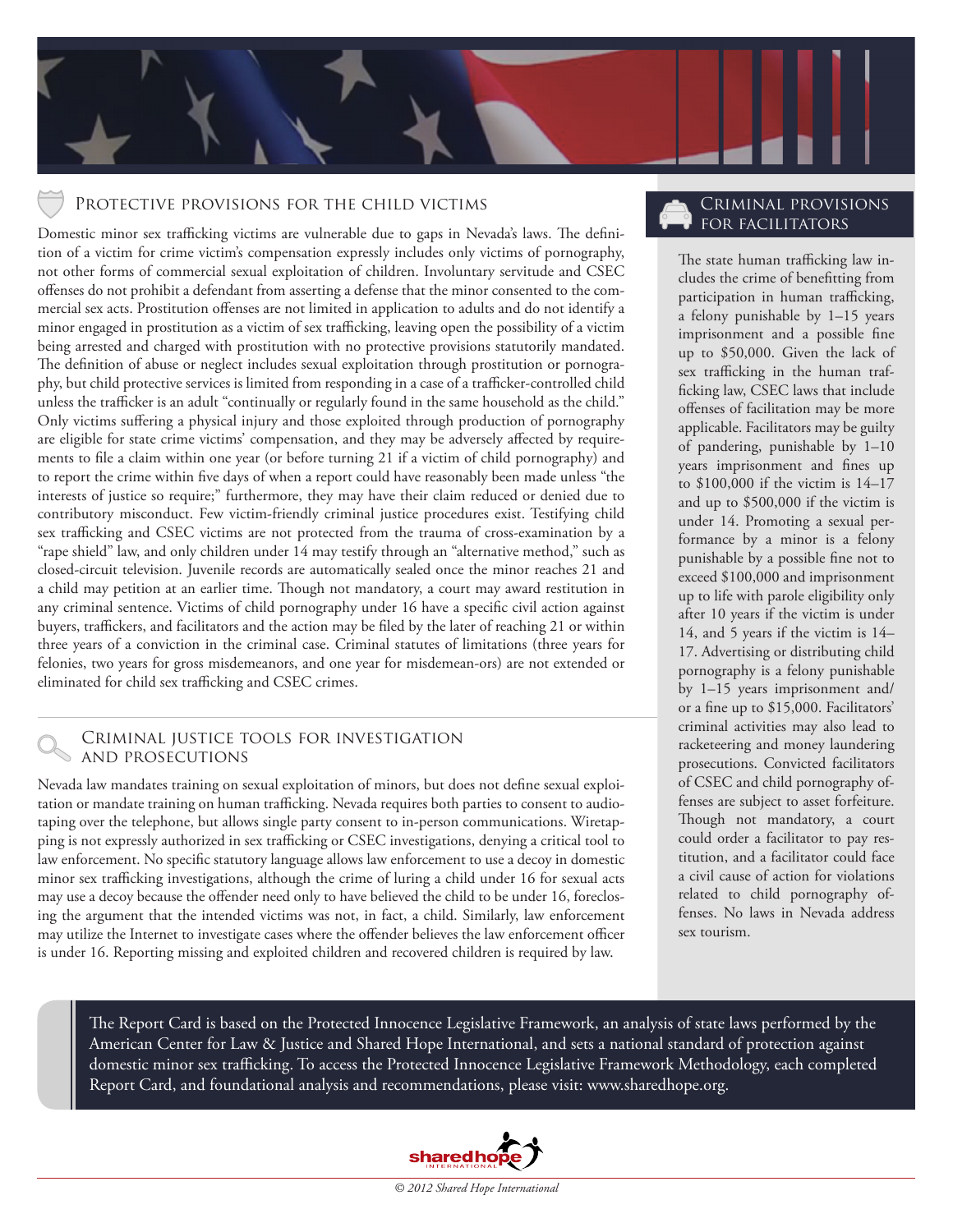## Protective provisions for the child victims

Domestic minor sex trafficking victims are vulnerable due to gaps in Nevada's laws. The definition of a victim for crime victim's compensation expressly includes only victims of pornography, not other forms of commercial sexual exploitation of children. Involuntary servitude and CSEC offenses do not prohibit a defendant from asserting a defense that the minor consented to the commercial sex acts. Prostitution offenses are not limited in application to adults and do not identify a minor engaged in prostitution as a victim of sex trafficking, leaving open the possibility of a victim being arrested and charged with prostitution with no protective provisions statutorily mandated. The definition of abuse or neglect includes sexual exploitation through prostitution or pornography, but child protective services is limited from responding in a case of a trafficker-controlled child unless the trafficker is an adult "continually or regularly found in the same household as the child." Only victims suffering a physical injury and those exploited through production of pornography are eligible for state crime victims' compensation, and they may be adversely affected by requirements to file a claim within one year (or before turning 21 if a victim of child pornography) and to report the crime within five days of when a report could have reasonably been made unless "the interests of justice so require;" furthermore, they may have their claim reduced or denied due to contributory misconduct. Few victim-friendly criminal justice procedures exist. Testifying child sex trafficking and CSEC victims are not protected from the trauma of cross-examination by a "rape shield" law, and only children under 14 may testify through an "alternative method," such as closed-circuit television. Juvenile records are automatically sealed once the minor reaches 21 and a child may petition at an earlier time. Though not mandatory, a court may award restitution in any criminal sentence. Victims of child pornography under 16 have a specific civil action against buyers, traffickers, and facilitators and the action may be filed by the later of reaching 21 or within three years of a conviction in the criminal case. Criminal statutes of limitations (three years for felonies, two years for gross misdemeanors, and one year for misdemean-ors) are not extended or eliminated for child sex trafficking and CSEC crimes.

## Criminal justice tools for investigation and prosecutions

Nevada law mandates training on sexual exploitation of minors, but does not define sexual exploitation or mandate training on human trafficking. Nevada requires both parties to consent to audiotaping over the telephone, but allows single party consent to in-person communications. Wiretapping is not expressly authorized in sex trafficking or CSEC investigations, denying a critical tool to law enforcement. No specific statutory language allows law enforcement to use a decoy in domestic minor sex trafficking investigations, although the crime of luring a child under 16 for sexual acts may use a decoy because the offender need only to have believed the child to be under 16, foreclosing the argument that the intended victims was not, in fact, a child. Similarly, law enforcement may utilize the Internet to investigate cases where the offender believes the law enforcement officer is under 16. Reporting missing and exploited children and recovered children is required by law.

## Criminal provisions for facilitators

The state human trafficking law includes the crime of benefitting from participation in human trafficking, a felony punishable by 1–15 years imprisonment and a possible fine up to $50,000. Given the lack of sex trafficking in the human trafficking law, CSEC laws that include offenses of facilitation may be more applicable. Facilitators may be guilty of pandering, punishable by 1–10 years imprisonment and fines up to $100,000 if the victim is 14–17 and up to $500,000 if the victim is under 14. Promoting a sexual performance by a minor is a felony punishable by a possible fine not to exceed $100,000 and imprisonment up to life with parole eligibility only after 10 years if the victim is under 14, and 5 years if the victim is 14–17. Advertising or distributing child pornography is a felony punishable by 1–15 years imprisonment and/or a fine up to $15,000. Facilitators' criminal activities may also lead to racketeering and money laundering prosecutions. Convicted facilitators of CSEC and child pornography offenses are subject to asset forfeiture. Though not mandatory, a court could order a facilitator to pay restitution, and a facilitator could face a civil cause of action for violations related to child pornography offenses. No laws in Nevada address sex tourism.

The Report Card is based on the Protected Innocence Legislative Framework, an analysis of state laws performed by the American Center for Law & Justice and Shared Hope International, and sets a national standard of protection against domestic minor sex trafficking. To access the Protected Innocence Legislative Framework Methodology, each completed Report Card, and foundational analysis and recommendations, please visit: www.sharedhope.org.

shared hope INTERNATIONAL

*© 2012 Shared Hope International*